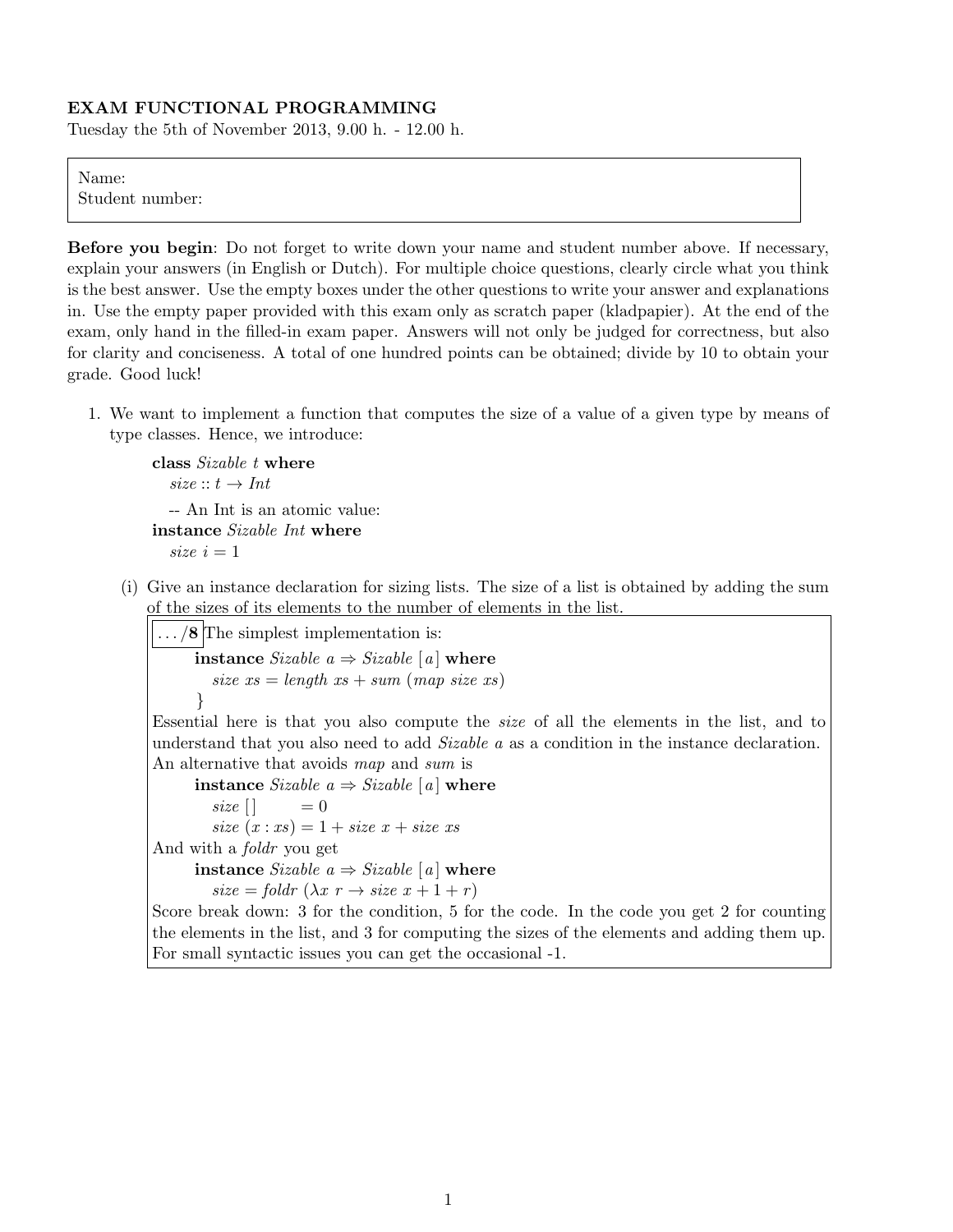**EXAM FUNCTIONAL PROGRAMMING**

Tuesday the 5th of November 2013, 9.00 h. - 12.00 h.

Name:
Student number:

**Before you begin**: Do not forget to write down your name and student number above. If necessary, explain your answers (in English or Dutch). For multiple choice questions, clearly circle what you think is the best answer. Use the empty boxes under the other questions to write your answer and explanations in. Use the empty paper provided with this exam only as scratch paper (kladpapier). At the end of the exam, only hand in the filled-in exam paper. Answers will not only be judged for correctness, but also for clarity and conciseness. A total of one hundred points can be obtained; divide by 10 to obtain your grade. Good luck!

1. We want to implement a function that computes the size of a value of a given type by means of type classes. Hence, we introduce:

```
class Sizable t where
  size :: t → Int

  -- An Int is an atomic value:
instance Sizable Int where
  size i = 1
```

   (i) Give an instance declaration for sizing lists. The size of a list is obtained by adding the sum of the sizes of its elements to the number of elements in the list.

   **.../8** The simplest implementation is:

```
instance Sizable a ⇒ Sizable [a] where
  size xs = length xs + sum (map size xs)
}
```

   Essential here is that you also compute the *size* of all the elements in the list, and to understand that you also need to add *Sizable a* as a condition in the instance declaration. An alternative that avoids *map* and *sum* is

```
instance Sizable a ⇒ Sizable [a] where
  size []       = 0
  size (x : xs) = 1 + size x + size xs
```

   And with a *foldr* you get

```
instance Sizable a ⇒ Sizable [a] where
  size = foldr (λx r → size x + 1 + r)
```

   Score break down: 3 for the condition, 5 for the code. In the code you get 2 for counting the elements in the list, and 3 for computing the sizes of the elements and adding them up. For small syntactic issues you can get the occasional -1.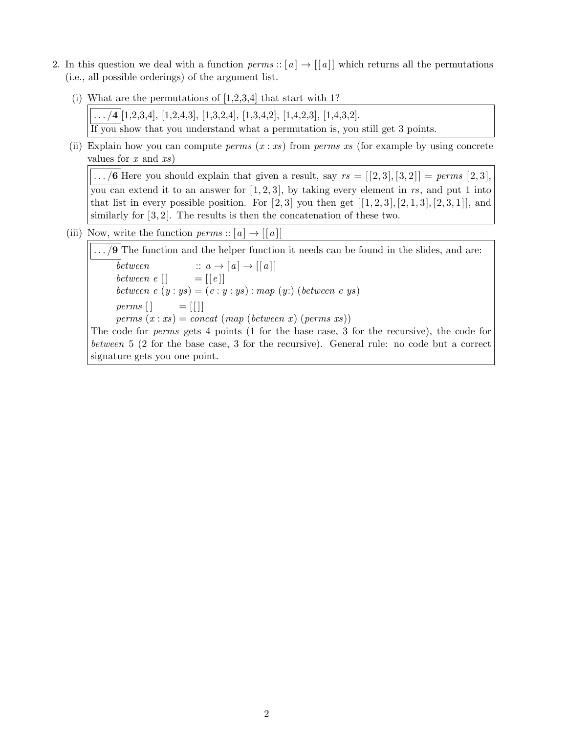2. In this question we deal with a function $perms :: [a] \rightarrow [[a]]$ which returns all the permutations (i.e., all possible orderings) of the argument list.

   (i) What are the permutations of [1,2,3,4] that start with 1?

   **.../4** [1,2,3,4], [1,2,4,3], [1,3,2,4], [1,3,4,2], [1,4,2,3], [1,4,3,2].
   If you show that you understand what a permutation is, you still get 3 points.

   (ii) Explain how you can compute $perms\ (x : xs)$ from $perms\ xs$ (for example by using concrete values for $x$ and $xs$)

   **.../6** Here you should explain that given a result, say $rs = [[2,3],[3,2]] = perms\ [2,3]$, you can extend it to an answer for $[1,2,3]$, by taking every element in $rs$, and put 1 into that list in every possible position. For $[2,3]$ you then get $[[1,2,3],[2,1,3],[2,3,1]]$, and similarly for $[3,2]$. The results is then the concatenation of these two.

   (iii) Now, write the function $perms :: [a] \rightarrow [[a]]$

   **.../9** The function and the helper function it needs can be found in the slides, and are:

   ```
   between              :: a -> [a] -> [[a]]
   between e []         = [[e]]
   between e (y : ys)   = (e : y : ys) : map (y:) (between e ys)

   perms []             = [[]]
   perms (x : xs)       = concat (map (between x) (perms xs))
   ```

   The code for *perms* gets 4 points (1 for the base case, 3 for the recursive), the code for *between* 5 (2 for the base case, 3 for the recursive). General rule: no code but a correct signature gets you one point.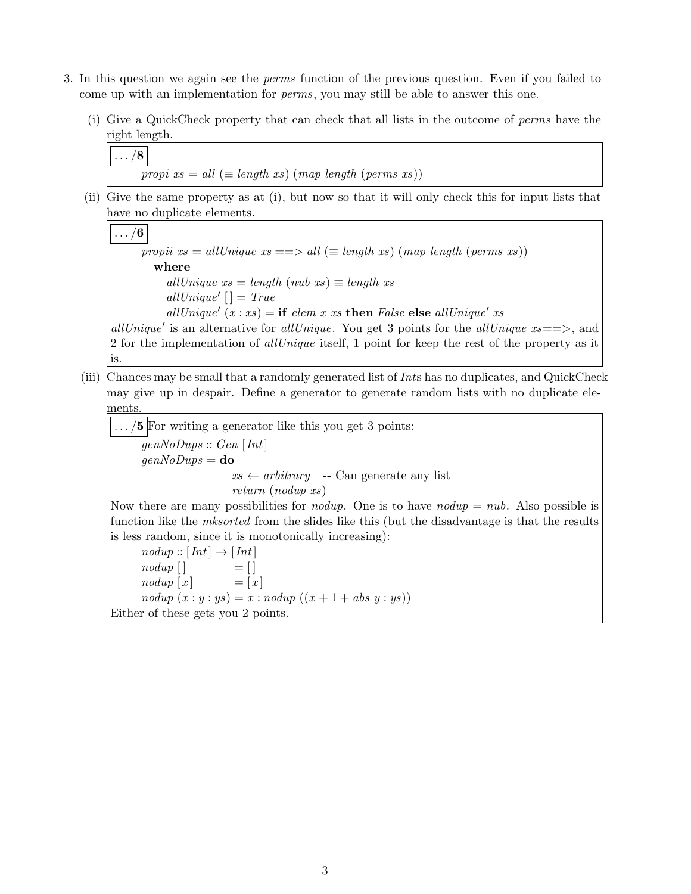3. In this question we again see the *perms* function of the previous question. Even if you failed to come up with an implementation for *perms*, you may still be able to answer this one.

   (i) Give a QuickCheck property that can check that all lists in the outcome of *perms* have the right length.

   **.../8**

   ```
   propi xs = all (≡ length xs) (map length (perms xs))
   ```

   (ii) Give the same property as at (i), but now so that it will only check this for input lists that have no duplicate elements.

   **.../6**

   ```
   propii xs = allUnique xs ==> all (≡ length xs) (map length (perms xs))
     where
       allUnique xs = length (nub xs) ≡ length xs
       allUnique' [] = True
       allUnique' (x : xs) = if elem x xs then False else allUnique' xs
   ```

   *allUnique'* is an alternative for *allUnique*. You get 3 points for the *allUnique xs==>*, and 2 for the implementation of *allUnique* itself, 1 point for keep the rest of the property as it is.

   (iii) Chances may be small that a randomly generated list of *Ints* has no duplicates, and QuickCheck may give up in despair. Define a generator to generate random lists with no duplicate elements.

   **.../5** For writing a generator like this you get 3 points:

   ```
   genNoDups :: Gen [Int]
   genNoDups = do
                 xs ← arbitrary   -- Can generate any list
                 return (nodup xs)
   ```

   Now there are many possibilities for *nodup*. One is to have *nodup* = *nub*. Also possible is function like the *mksorted* from the slides like this (but the disadvantage is that the results is less random, since it is monotonically increasing):

   ```
   nodup :: [Int] → [Int]
   nodup []           = []
   nodup [x]          = [x]
   nodup (x : y : ys) = x : nodup ((x + 1 + abs y : ys))
   ```

   Either of these gets you 2 points.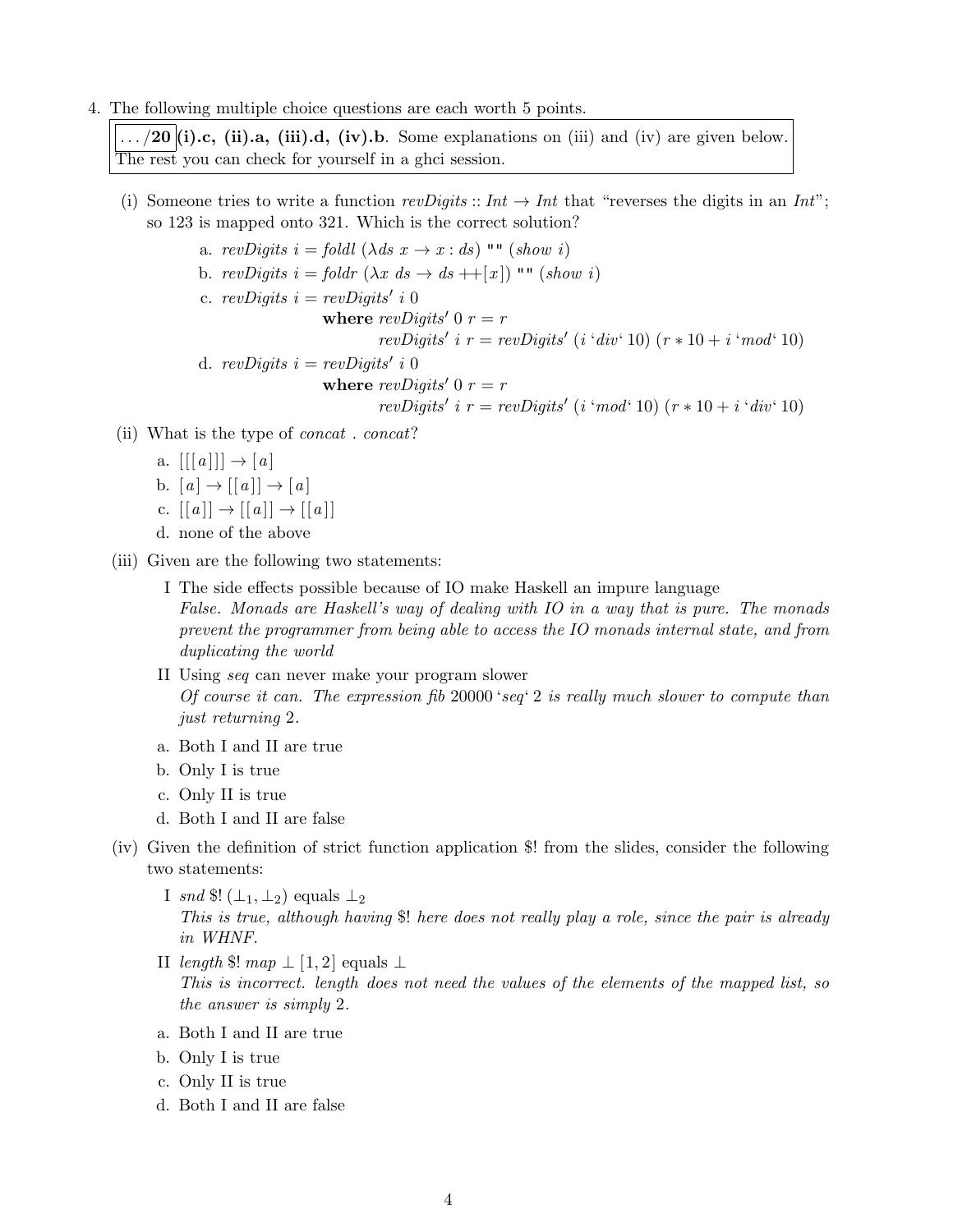4. The following multiple choice questions are each worth 5 points.

   **.../20** **(i).c, (ii).a, (iii).d, (iv).b**. Some explanations on (iii) and (iv) are given below. The rest you can check for yourself in a ghci session.

   (i) Someone tries to write a function $revDigits :: Int \to Int$ that "reverses the digits in an $Int$"; so 123 is mapped onto 321. Which is the correct solution?

   a.
   ```
   revDigits i = foldl (\ds x -> x : ds) "" (show i)
   ```
   b.
   ```
   revDigits i = foldr (\x ds -> ds ++ [x]) "" (show i)
   ```
   c.
   ```
   revDigits i = revDigits' i 0
     where revDigits' 0 r = r
           revDigits' i r = revDigits' (i `div` 10) (r * 10 + i `mod` 10)
   ```
   d.
   ```
   revDigits i = revDigits' i 0
     where revDigits' 0 r = r
           revDigits' i r = revDigits' (i `mod` 10) (r * 10 + i `div` 10)
   ```

   (ii) What is the type of $concat$ . $concat$?

   a. $[[[a]]] \to [a]$

   b. $[a] \to [[a]] \to [a]$

   c. $[[a]] \to [[a]] \to [[a]]$

   d. none of the above

   (iii) Given are the following two statements:

   I The side effects possible because of IO make Haskell an impure language
   *False. Monads are Haskell's way of dealing with IO in a way that is pure. The monads prevent the programmer from being able to access the IO monads internal state, and from duplicating the world*

   II Using *seq* can never make your program slower
   *Of course it can. The expression fib 20000 `seq` 2 is really much slower to compute than just returning 2.*

   a. Both I and II are true

   b. Only I is true

   c. Only II is true

   d. Both I and II are false

   (iv) Given the definition of strict function application \$! from the slides, consider the following two statements:

   I $snd$ \$! $(\bot_1, \bot_2)$ equals $\bot_2$
   *This is true, although having \$! here does not really play a role, since the pair is already in WHNF.*

   II $length$ \$! $map \perp [1, 2]$ equals $\bot$
   *This is incorrect. length does not need the values of the elements of the mapped list, so the answer is simply 2.*

   a. Both I and II are true

   b. Only I is true

   c. Only II is true

   d. Both I and II are false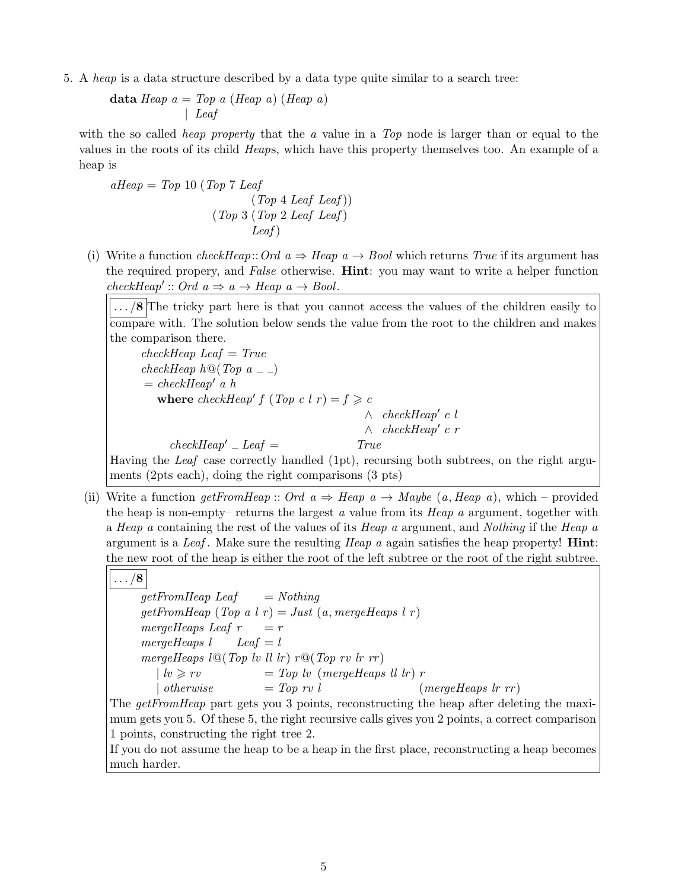5. A *heap* is a data structure described by a data type quite similar to a search tree:

```
data Heap a = Top a (Heap a) (Heap a)
            | Leaf
```

with the so called *heap property* that the *a* value in a *Top* node is larger than or equal to the values in the roots of its child *Heap*s, which have this property themselves too. An example of a heap is

```
aHeap = Top 10 (Top 7 Leaf
                      (Top 4 Leaf Leaf))
               (Top 3 (Top 2 Leaf Leaf)
                      Leaf)
```

(i) Write a function *checkHeap* :: *Ord a* ⇒ *Heap a* → *Bool* which returns *True* if its argument has the required propery, and *False* otherwise. **Hint**: you may want to write a helper function *checkHeap'* :: *Ord a* ⇒ *a* → *Heap a* → *Bool*.

> **.../8** The tricky part here is that you cannot access the values of the children easily to compare with. The solution below sends the value from the root to the children and makes the comparison there.
>
> ```
> checkHeap Leaf = True
> checkHeap h@(Top a _ _)
>   = checkHeap' a h
>     where checkHeap' f (Top c l r) = f ≥ c
>                                      ∧ checkHeap' c l
>                                      ∧ checkHeap' c r
>           checkHeap' _ Leaf =        True
> ```
>
> Having the *Leaf* case correctly handled (1pt), recursing both subtrees, on the right arguments (2pts each), doing the right comparisons (3 pts)

(ii) Write a function *getFromHeap* :: *Ord a* ⇒ *Heap a* → *Maybe* (*a*, *Heap a*), which – provided the heap is non-empty– returns the largest *a* value from its *Heap a* argument, together with a *Heap a* containing the rest of the values of its *Heap a* argument, and *Nothing* if the *Heap a* argument is a *Leaf*. Make sure the resulting *Heap a* again satisfies the heap property! **Hint**: the new root of the heap is either the root of the left subtree or the root of the right subtree.

> **.../8**
>
> ```
> getFromHeap Leaf        = Nothing
> getFromHeap (Top a l r) = Just (a, mergeHeaps l r)
> mergeHeaps Leaf r     = r
> mergeHeaps l     Leaf = l
> mergeHeaps l@(Top lv ll lr) r@(Top rv lr rr)
>   | lv ≥ rv             = Top lv (mergeHeaps ll lr) r
>   | otherwise           = Top rv l               (mergeHeaps lr rr)
> ```
>
> The *getFromHeap* part gets you 3 points, reconstructing the heap after deleting the maximum gets you 5. Of these 5, the right recursive calls gives you 2 points, a correct comparison 1 points, constructing the right tree 2.
>
> If you do not assume the heap to be a heap in the first place, reconstructing a heap becomes much harder.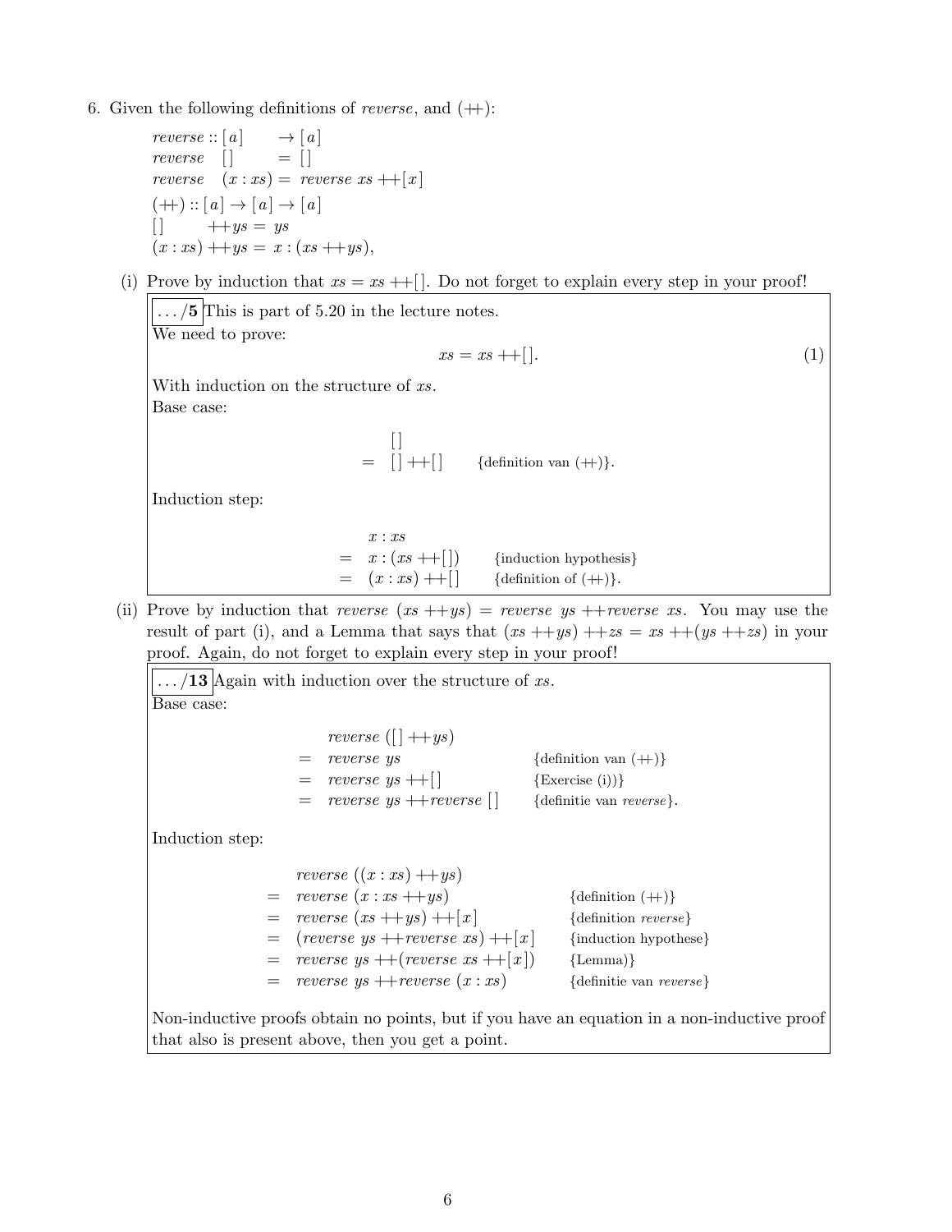6. Given the following definitions of *reverse*, and $(+\!\!+)$:

$$
\begin{aligned}
&reverse :: [a] \quad \to [a] \\
&reverse \quad [\,] \quad\;\; = [\,] \\
&reverse \quad (x : xs) = reverse\ xs +\!\!+ [x] \\
&(+\!\!+) :: [a] \to [a] \to [a] \\
&[\,] \qquad +\!\!+ ys = ys \\
&(x : xs) +\!\!+ ys = x : (xs +\!\!+ ys),
\end{aligned}
$$

(i) Prove by induction that $xs = xs +\!\!+ [\,]$. Do not forget to explain every step in your proof!

**.../5** This is part of 5.20 in the lecture notes.
We need to prove:

$$xs = xs +\!\!+ [\,]. \tag{1}$$

With induction on the structure of $xs$.
Base case:

$$
\begin{aligned}
& [\,] \\
= \;& [\,] +\!\!+ [\,] \qquad \{\text{definition van } (+\!\!+)\}.
\end{aligned}
$$

Induction step:

$$
\begin{aligned}
& x : xs \\
= \;& x : (xs +\!\!+ [\,]) \qquad \{\text{induction hypothesis}\} \\
= \;& (x : xs) +\!\!+ [\,] \qquad \{\text{definition of } (+\!\!+)\}.
\end{aligned}
$$

(ii) Prove by induction that $reverse\ (xs +\!\!+ ys) = reverse\ ys +\!\!+ reverse\ xs$. You may use the result of part (i), and a Lemma that says that $(xs +\!\!+ ys) +\!\!+ zs = xs +\!\!+ (ys +\!\!+ zs)$ in your proof. Again, do not forget to explain every step in your proof!

**.../13** Again with induction over the structure of $xs$.
Base case:

$$
\begin{aligned}
& reverse\ ([\,] +\!\!+ ys) \\
= \;& reverse\ ys \qquad \{\text{definition van } (+\!\!+)\} \\
= \;& reverse\ ys +\!\!+ [\,] \qquad \{\text{Exercise (i))}\} \\
= \;& reverse\ ys +\!\!+ reverse\ [\,] \qquad \{\text{definitie van } reverse\}.
\end{aligned}
$$

Induction step:

$$
\begin{aligned}
& reverse\ ((x : xs) +\!\!+ ys) \\
= \;& reverse\ (x : xs +\!\!+ ys) \qquad \{\text{definition } (+\!\!+)\} \\
= \;& reverse\ (xs +\!\!+ ys) +\!\!+ [x] \qquad \{\text{definition } reverse\} \\
= \;& (reverse\ ys +\!\!+ reverse\ xs) +\!\!+ [x] \qquad \{\text{induction hypothese}\} \\
= \;& reverse\ ys +\!\!+ (reverse\ xs +\!\!+ [x]) \qquad \{\text{Lemma})\} \\
= \;& reverse\ ys +\!\!+ reverse\ (x : xs) \qquad \{\text{definitie van } reverse\}
\end{aligned}
$$

Non-inductive proofs obtain no points, but if you have an equation in a non-inductive proof that also is present above, then you get a point.